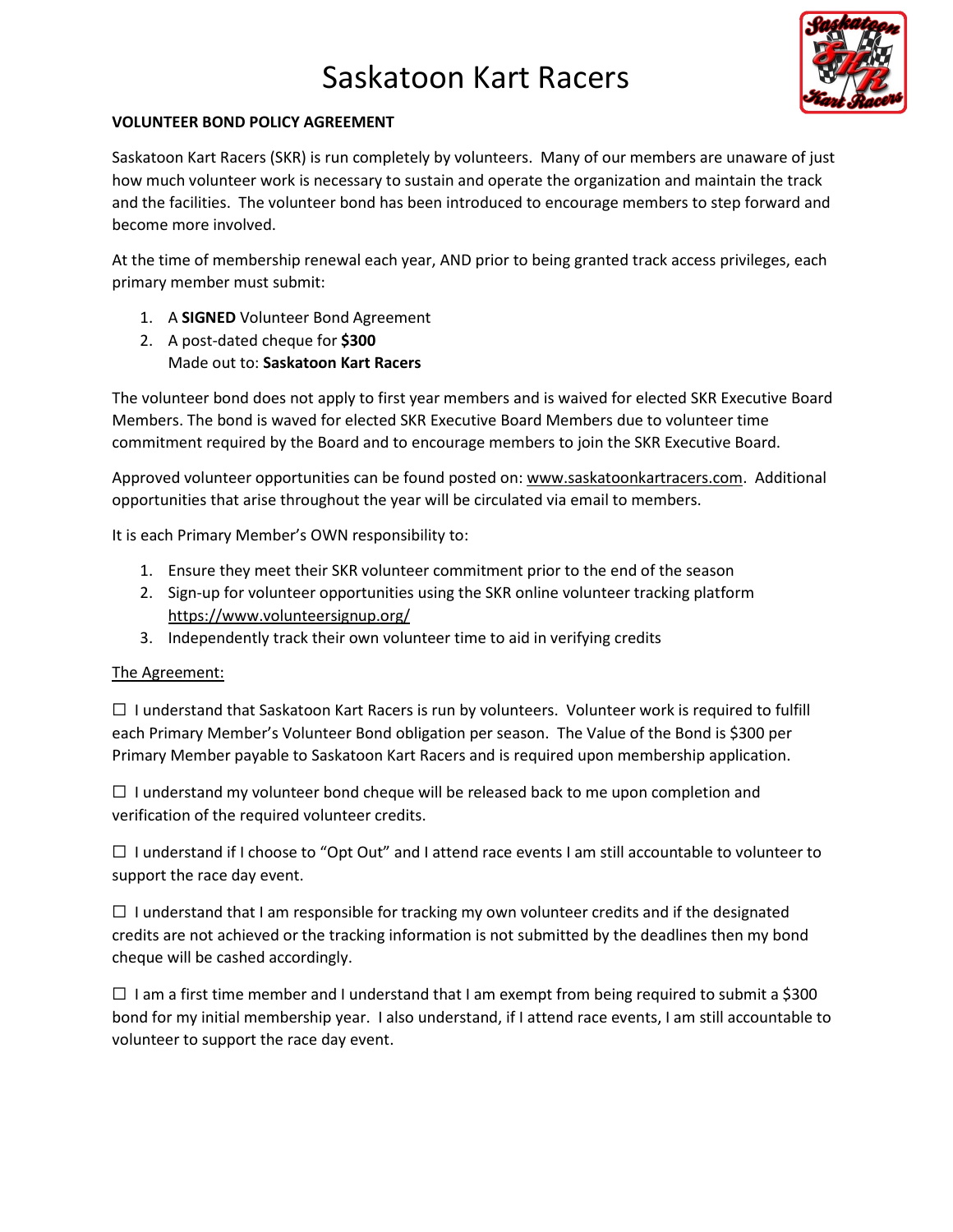# Saskatoon Kart Racers

**VOLUNTEER BOND POLICY AGREEMENT**

Saskatoon Kart Racers (SKR) is run completely by volunteers. Many of our members are unaware of just how much volunteer work is necessary to sustain and operate the organization and maintain the track and the facilities. The volunteer bond has been introduced to encourage members to step forward and become more involved.

At the time of membership renewal each year, AND prior to being granted track access privileges, each primary member must submit:

1. A **SIGNED** Volunteer Bond Agreement
2. A post-dated cheque for **$300**
   Made out to: **Saskatoon Kart Racers**

The volunteer bond does not apply to first year members and is waived for elected SKR Executive Board Members. The bond is waved for elected SKR Executive Board Members due to volunteer time commitment required by the Board and to encourage members to join the SKR Executive Board.

Approved volunteer opportunities can be found posted on: www.saskatoonkartracers.com. Additional opportunities that arise throughout the year will be circulated via email to members.

It is each Primary Member's OWN responsibility to:

1. Ensure they meet their SKR volunteer commitment prior to the end of the season
2. Sign-up for volunteer opportunities using the SKR online volunteer tracking platform https://www.volunteersignup.org/
3. Independently track their own volunteer time to aid in verifying credits

The Agreement:

☐ I understand that Saskatoon Kart Racers is run by volunteers. Volunteer work is required to fulfill each Primary Member's Volunteer Bond obligation per season. The Value of the Bond is $300 per Primary Member payable to Saskatoon Kart Racers and is required upon membership application.

☐ I understand my volunteer bond cheque will be released back to me upon completion and verification of the required volunteer credits.

☐ I understand if I choose to "Opt Out" and I attend race events I am still accountable to volunteer to support the race day event.

☐ I understand that I am responsible for tracking my own volunteer credits and if the designated credits are not achieved or the tracking information is not submitted by the deadlines then my bond cheque will be cashed accordingly.

☐ I am a first time member and I understand that I am exempt from being required to submit a $300 bond for my initial membership year. I also understand, if I attend race events, I am still accountable to volunteer to support the race day event.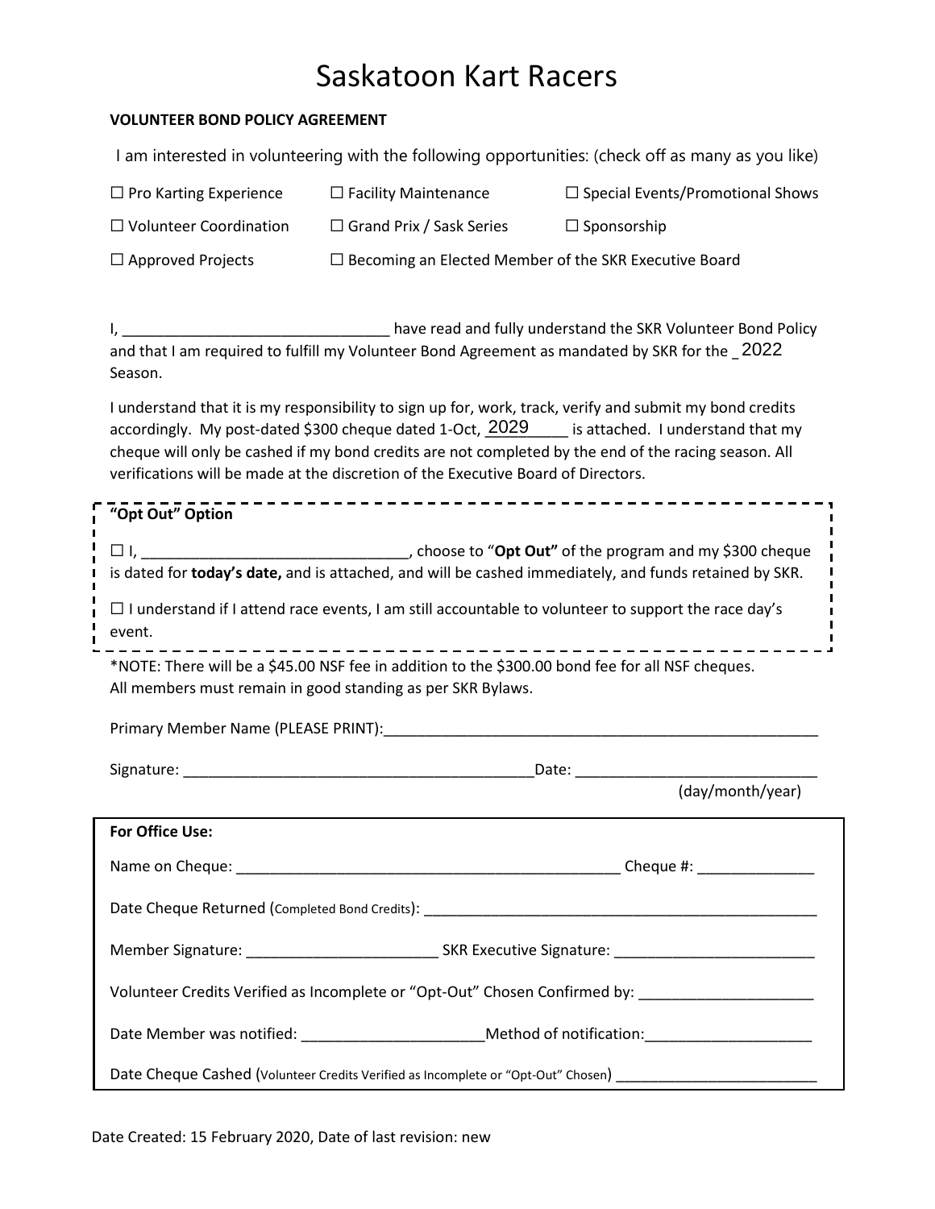# Saskatoon Kart Racers

**VOLUNTEER BOND POLICY AGREEMENT**

I am interested in volunteering with the following opportunities: (check off as many as you like)

☐ Pro Karting Experience ☐ Facility Maintenance ☐ Special Events/Promotional Shows

☐ Volunteer Coordination ☐ Grand Prix / Sask Series ☐ Sponsorship

☐ Approved Projects ☐ Becoming an Elected Member of the SKR Executive Board

I, ________________________________ have read and fully understand the SKR Volunteer Bond Policy and that I am required to fulfill my Volunteer Bond Agreement as mandated by SKR for the _2022 Season.

I understand that it is my responsibility to sign up for, work, track, verify and submit my bond credits accordingly. My post-dated $300 cheque dated 1-Oct, 2029______ is attached. I understand that my cheque will only be cashed if my bond credits are not completed by the end of the racing season. All verifications will be made at the discretion of the Executive Board of Directors.

**"Opt Out" Option**

☐ I, ________________________________, choose to "**Opt Out"** of the program and my $300 cheque is dated for **today's date,** and is attached, and will be cashed immediately, and funds retained by SKR.

☐ I understand if I attend race events, I am still accountable to volunteer to support the race day's event.

*NOTE: There will be a $45.00 NSF fee in addition to the $300.00 bond fee for all NSF cheques.
All members must remain in good standing as per SKR Bylaws.

Primary Member Name (PLEASE PRINT):______________________________________________________

Signature: ___________________________________________Date: _____________________________
(day/month/year)

**For Office Use:**

Name on Cheque: ________________________________________________ Cheque #: ______________

Date Cheque Returned (Completed Bond Credits): _________________________________________________

Member Signature: _______________________ SKR Executive Signature: ________________________

Volunteer Credits Verified as Incomplete or "Opt-Out" Chosen Confirmed by: _____________________

Date Member was notified: ______________________Method of notification:____________________

Date Cheque Cashed (Volunteer Credits Verified as Incomplete or "Opt-Out" Chosen) ________________________

Date Created: 15 February 2020, Date of last revision: new